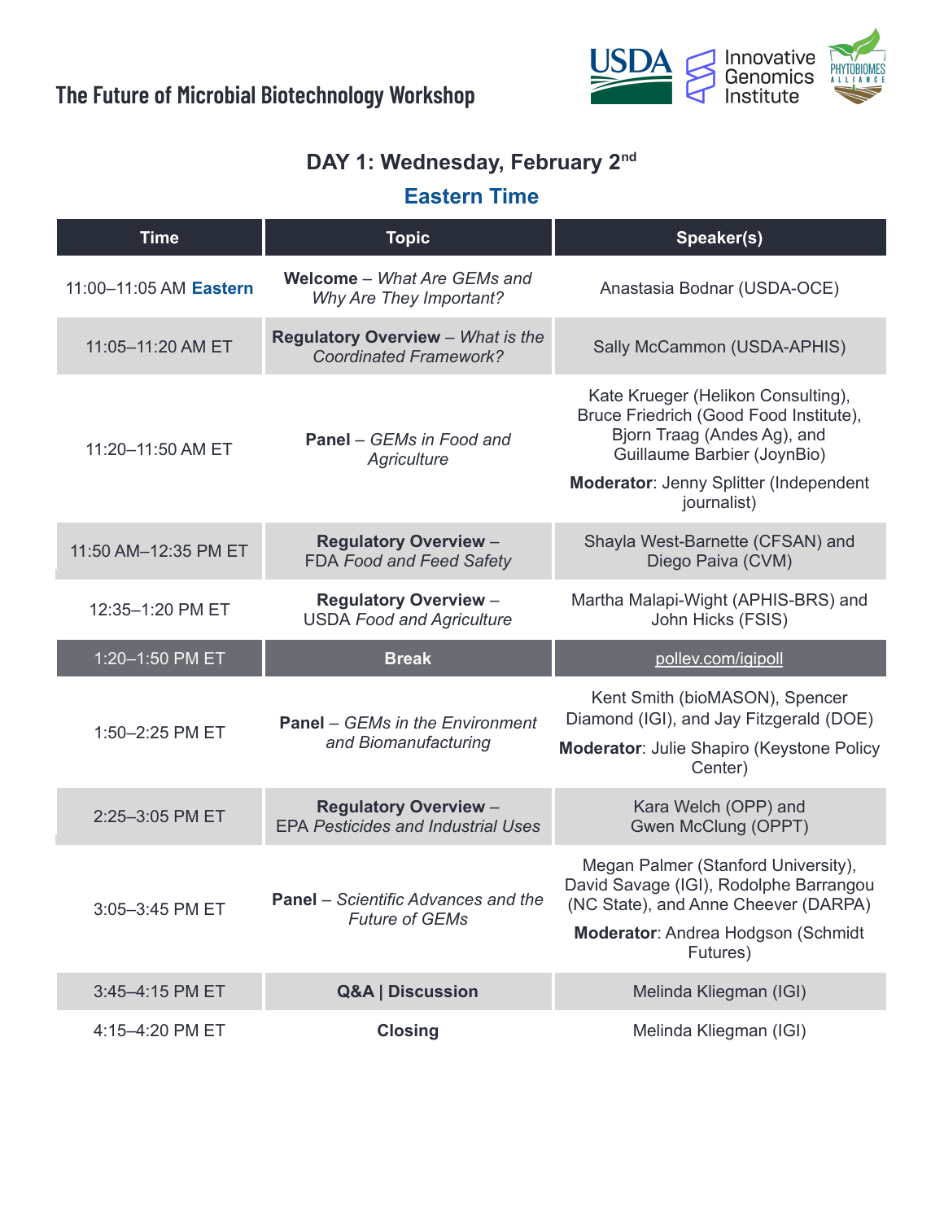# The Future of Microbial Biotechnology Workshop

## DAY 1: Wednesday, February 2nd

### Eastern Time

| Time | Topic | Speaker(s) |
|---|---|---|
| 11:00–11:05 AM **Eastern** | **Welcome** – *What Are GEMs and Why Are They Important?* | Anastasia Bodnar (USDA-OCE) |
| 11:05–11:20 AM ET | **Regulatory Overview** – *What is the Coordinated Framework?* | Sally McCammon (USDA-APHIS) |
| 11:20–11:50 AM ET | **Panel** – *GEMs in Food and Agriculture* | Kate Krueger (Helikon Consulting), Bruce Friedrich (Good Food Institute), Bjorn Traag (Andes Ag), and Guillaume Barbier (JoynBio) **Moderator**: Jenny Splitter (Independent journalist) |
| 11:50 AM–12:35 PM ET | **Regulatory Overview** – FDA *Food and Feed Safety* | Shayla West-Barnette (CFSAN) and Diego Paiva (CVM) |
| 12:35–1:20 PM ET | **Regulatory Overview** – USDA *Food and Agriculture* | Martha Malapi-Wight (APHIS-BRS) and John Hicks (FSIS) |
| 1:20–1:50 PM ET | **Break** | pollev.com/igipoll |
| 1:50–2:25 PM ET | **Panel** – *GEMs in the Environment and Biomanufacturing* | Kent Smith (bioMASON), Spencer Diamond (IGI), and Jay Fitzgerald (DOE) **Moderator**: Julie Shapiro (Keystone Policy Center) |
| 2:25–3:05 PM ET | **Regulatory Overview** – EPA *Pesticides and Industrial Uses* | Kara Welch (OPP) and Gwen McClung (OPPT) |
| 3:05–3:45 PM ET | **Panel** – *Scientific Advances and the Future of GEMs* | Megan Palmer (Stanford University), David Savage (IGI), Rodolphe Barrangou (NC State), and Anne Cheever (DARPA) **Moderator**: Andrea Hodgson (Schmidt Futures) |
| 3:45–4:15 PM ET | **Q&A \| Discussion** | Melinda Kliegman (IGI) |
| 4:15–4:20 PM ET | **Closing** | Melinda Kliegman (IGI) |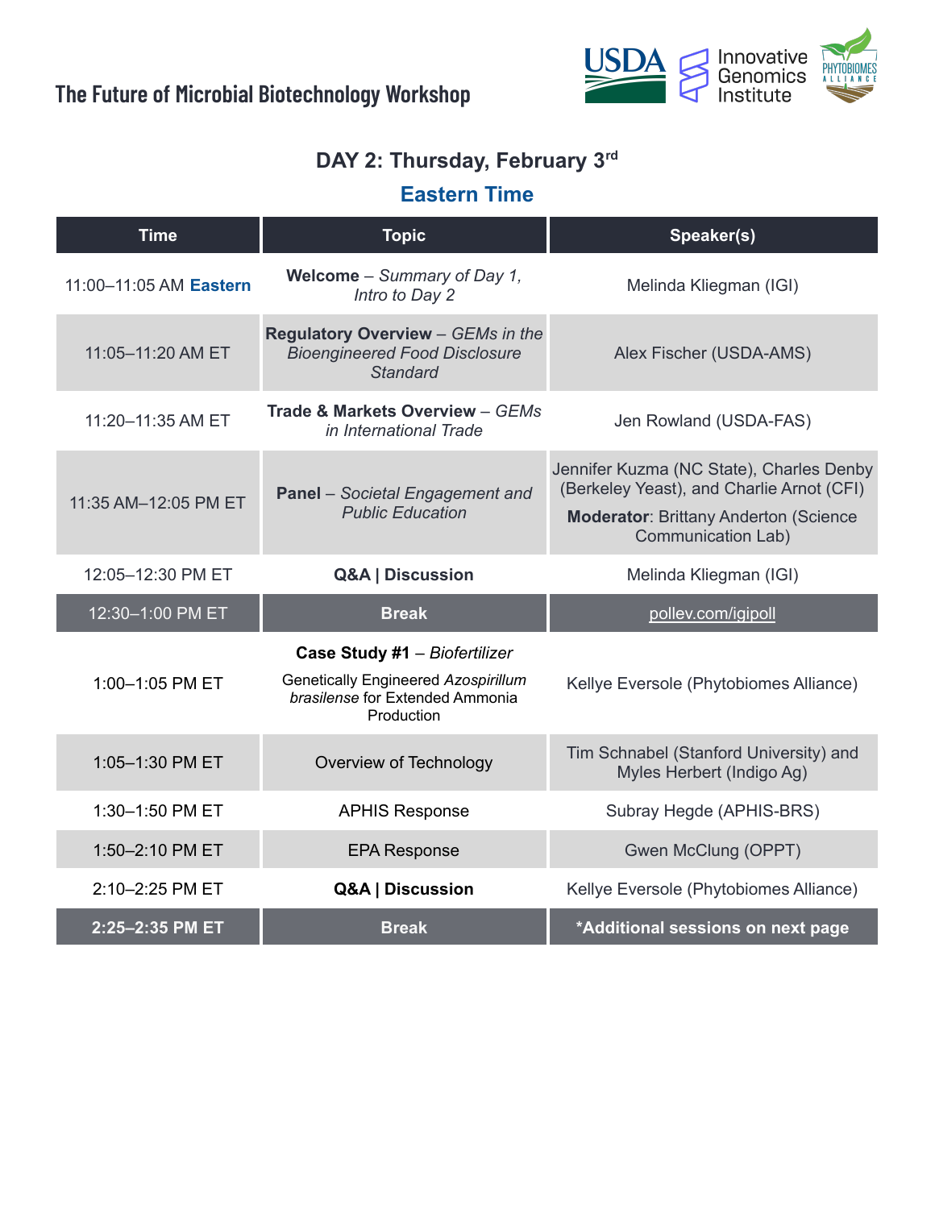# The Future of Microbial Biotechnology Workshop

## DAY 2: Thursday, February 3rd

### Eastern Time

| Time | Topic | Speaker(s) |
|---|---|---|
| 11:00–11:05 AM Eastern | **Welcome** – *Summary of Day 1, Intro to Day 2* | Melinda Kliegman (IGI) |
| 11:05–11:20 AM ET | **Regulatory Overview** – *GEMs in the Bioengineered Food Disclosure Standard* | Alex Fischer (USDA-AMS) |
| 11:20–11:35 AM ET | **Trade & Markets Overview** – *GEMs in International Trade* | Jen Rowland (USDA-FAS) |
| 11:35 AM–12:05 PM ET | **Panel** – *Societal Engagement and Public Education* | Jennifer Kuzma (NC State), Charles Denby (Berkeley Yeast), and Charlie Arnot (CFI) **Moderator**: Brittany Anderton (Science Communication Lab) |
| 12:05–12:30 PM ET | **Q&A \| Discussion** | Melinda Kliegman (IGI) |
| 12:30–1:00 PM ET | **Break** | pollev.com/igipoll |
| 1:00–1:05 PM ET | **Case Study #1** – *Biofertilizer* Genetically Engineered *Azospirillum brasilense* for Extended Ammonia Production | Kellye Eversole (Phytobiomes Alliance) |
| 1:05–1:30 PM ET | Overview of Technology | Tim Schnabel (Stanford University) and Myles Herbert (Indigo Ag) |
| 1:30–1:50 PM ET | APHIS Response | Subray Hegde (APHIS-BRS) |
| 1:50–2:10 PM ET | EPA Response | Gwen McClung (OPPT) |
| 2:10–2:25 PM ET | **Q&A \| Discussion** | Kellye Eversole (Phytobiomes Alliance) |
| **2:25–2:35 PM ET** | **Break** | ***Additional sessions on next page** |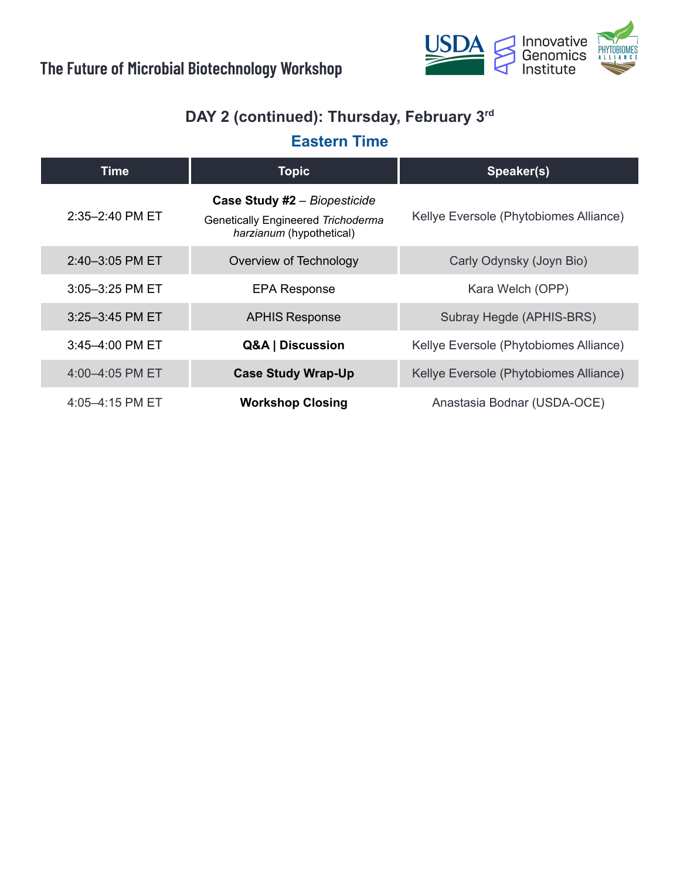# The Future of Microbial Biotechnology Workshop

## DAY 2 (continued): Thursday, February 3rd

### Eastern Time

| Time | Topic | Speaker(s) |
|---|---|---|
| 2:35–2:40 PM ET | **Case Study #2** – *Biopesticide*<br>Genetically Engineered *Trichoderma harzianum* (hypothetical) | Kellye Eversole (Phytobiomes Alliance) |
| 2:40–3:05 PM ET | Overview of Technology | Carly Odynsky (Joyn Bio) |
| 3:05–3:25 PM ET | EPA Response | Kara Welch (OPP) |
| 3:25–3:45 PM ET | APHIS Response | Subray Hegde (APHIS-BRS) |
| 3:45–4:00 PM ET | **Q&A \| Discussion** | Kellye Eversole (Phytobiomes Alliance) |
| 4:00–4:05 PM ET | **Case Study Wrap-Up** | Kellye Eversole (Phytobiomes Alliance) |
| 4:05–4:15 PM ET | **Workshop Closing** | Anastasia Bodnar (USDA-OCE) |